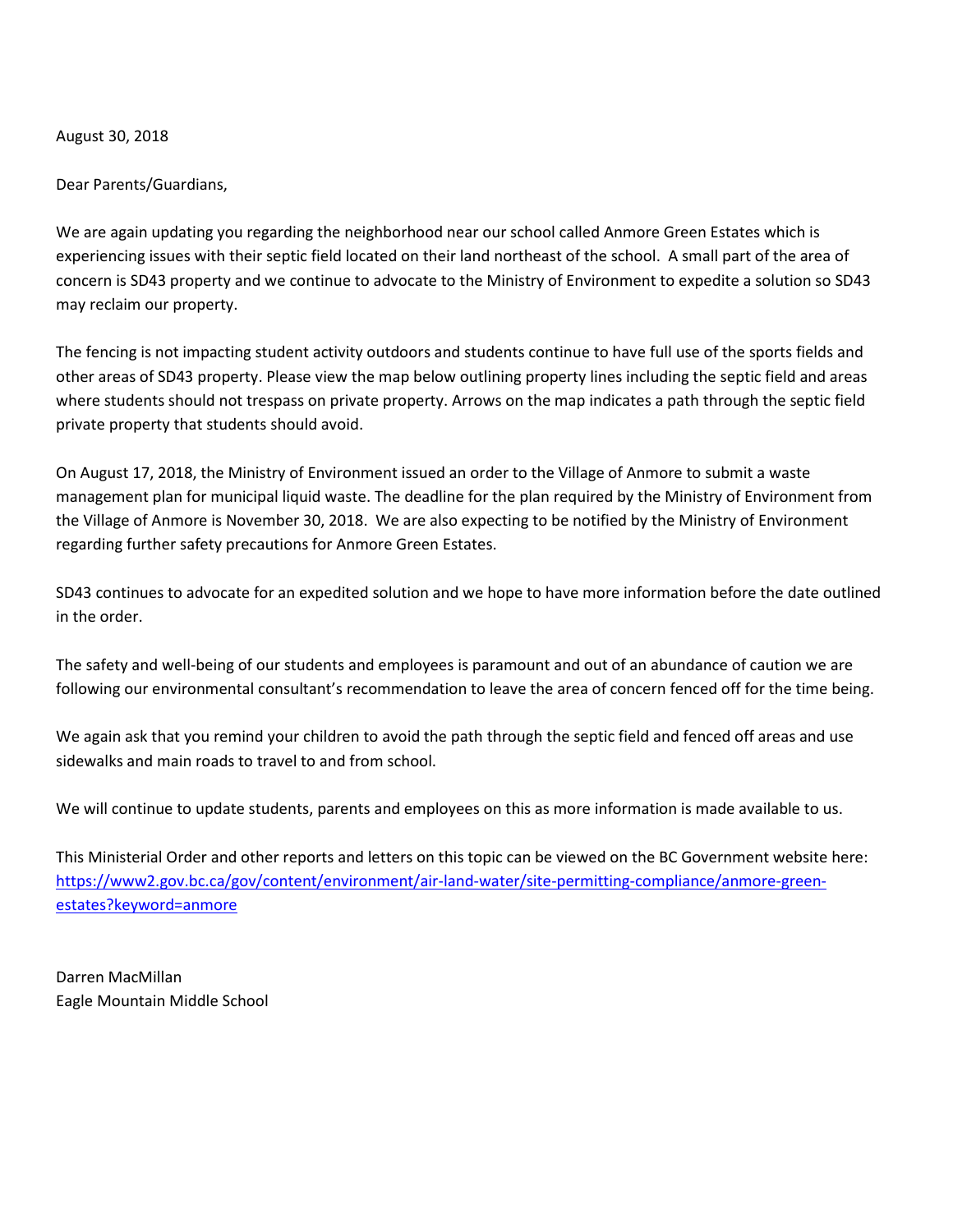August 30, 2018

Dear Parents/Guardians,

We are again updating you regarding the neighborhood near our school called Anmore Green Estates which is experiencing issues with their septic field located on their land northeast of the school. A small part of the area of concern is SD43 property and we continue to advocate to the Ministry of Environment to expedite a solution so SD43 may reclaim our property.

The fencing is not impacting student activity outdoors and students continue to have full use of the sports fields and other areas of SD43 property. Please view the map below outlining property lines including the septic field and areas where students should not trespass on private property. Arrows on the map indicates a path through the septic field private property that students should avoid.

On August 17, 2018, the Ministry of Environment issued an order to the Village of Anmore to submit a waste management plan for municipal liquid waste. The deadline for the plan required by the Ministry of Environment from the Village of Anmore is November 30, 2018. We are also expecting to be notified by the Ministry of Environment regarding further safety precautions for Anmore Green Estates.

SD43 continues to advocate for an expedited solution and we hope to have more information before the date outlined in the order.

The safety and well-being of our students and employees is paramount and out of an abundance of caution we are following our environmental consultant's recommendation to leave the area of concern fenced off for the time being.

We again ask that you remind your children to avoid the path through the septic field and fenced off areas and use sidewalks and main roads to travel to and from school.

We will continue to update students, parents and employees on this as more information is made available to us.

This Ministerial Order and other reports and letters on this topic can be viewed on the BC Government website here: [https://www2.gov.bc.ca/gov/content/environment/air-land-water/site-permitting-compliance/anmore-green-estates?keyword=anmore](https://www2.gov.bc.ca/gov/content/environment/air-land-water/site-permitting-compliance/anmore-green-estates?keyword=anmore)

Darren MacMillan
Eagle Mountain Middle School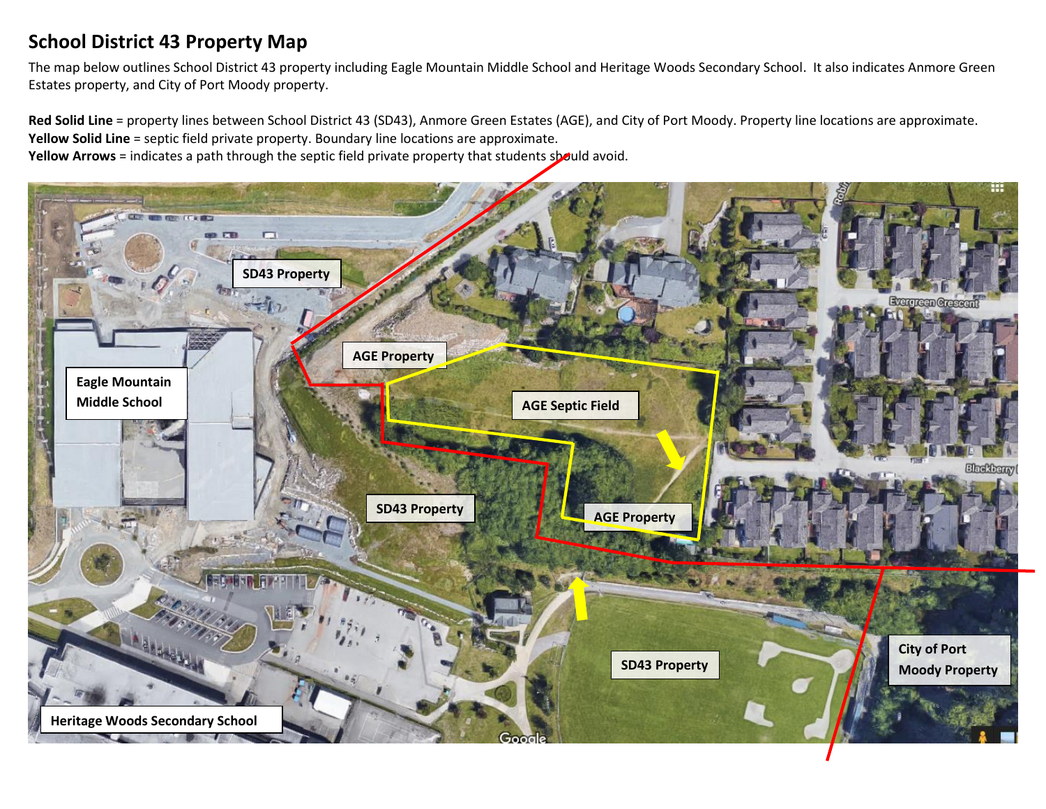## School District 43 Property Map

The map below outlines School District 43 property including Eagle Mountain Middle School and Heritage Woods Secondary School. It also indicates Anmore Green Estates property, and City of Port Moody property.

**Red Solid Line** = property lines between School District 43 (SD43), Anmore Green Estates (AGE), and City of Port Moody. Property line locations are approximate.
**Yellow Solid Line** = septic field private property. Boundary line locations are approximate.
**Yellow Arrows** = indicates a path through the septic field private property that students should avoid.

SD43 Property

AGE Property

Eagle Mountain Middle School

AGE Septic Field

SD43 Property

AGE Property

SD43 Property

City of Port Moody Property

Heritage Woods Secondary School